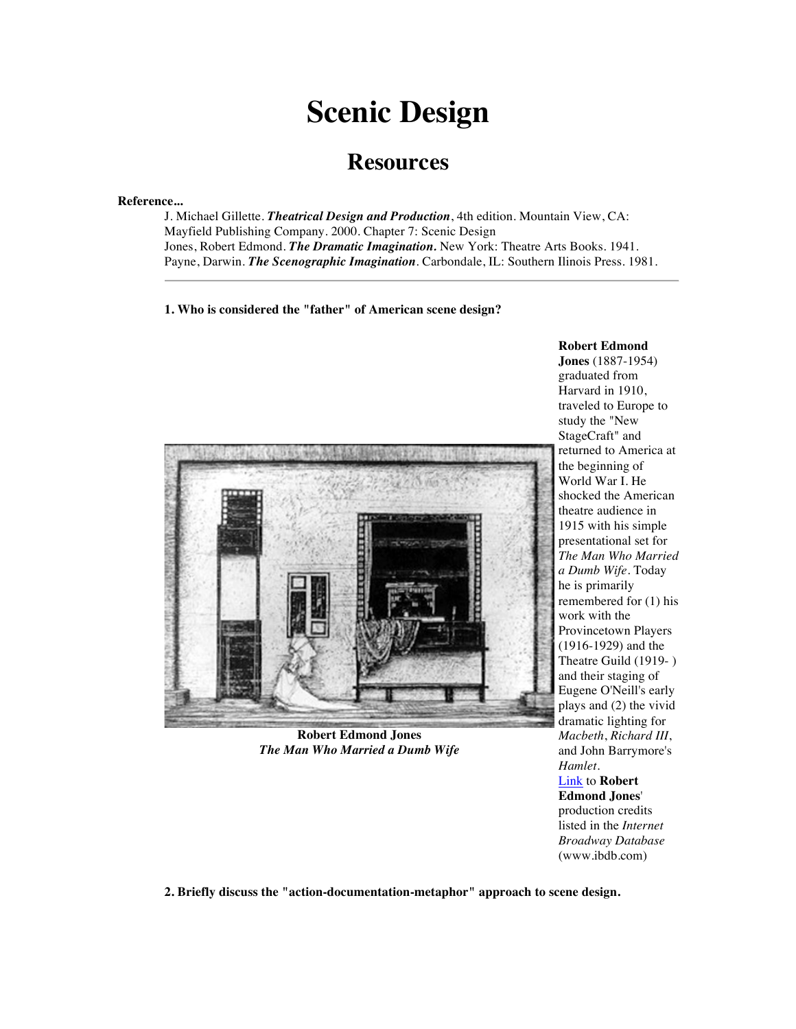# Scenic Design

## Resources

**Reference...**

J. Michael Gillette. ***Theatrical Design and Production***, 4th edition. Mountain View, CA: Mayfield Publishing Company. 2000. Chapter 7: Scenic Design
Jones, Robert Edmond. ***The Dramatic Imagination.*** New York: Theatre Arts Books. 1941.
Payne, Darwin. ***The Scenographic Imagination***. Carbondale, IL: Southern Ilinois Press. 1981.

---

**1. Who is considered the "father" of American scene design?**

**Robert Edmond Jones**
*The Man Who Married a Dumb Wife*

**Robert Edmond Jones** (1887-1954) graduated from Harvard in 1910, traveled to Europe to study the "New StageCraft" and returned to America at the beginning of World War I. He shocked the American theatre audience in 1915 with his simple presentational set for *The Man Who Married a Dumb Wife*. Today he is primarily remembered for (1) his work with the Provincetown Players (1916-1929) and the Theatre Guild (1919- ) and their staging of Eugene O'Neill's early plays and (2) the vivid dramatic lighting for *Macbeth*, *Richard III*, and John Barrymore's *Hamlet*.
Link to **Robert Edmond Jones**' production credits listed in the *Internet Broadway Database* (www.ibdb.com)

**2. Briefly discuss the "action-documentation-metaphor" approach to scene design.**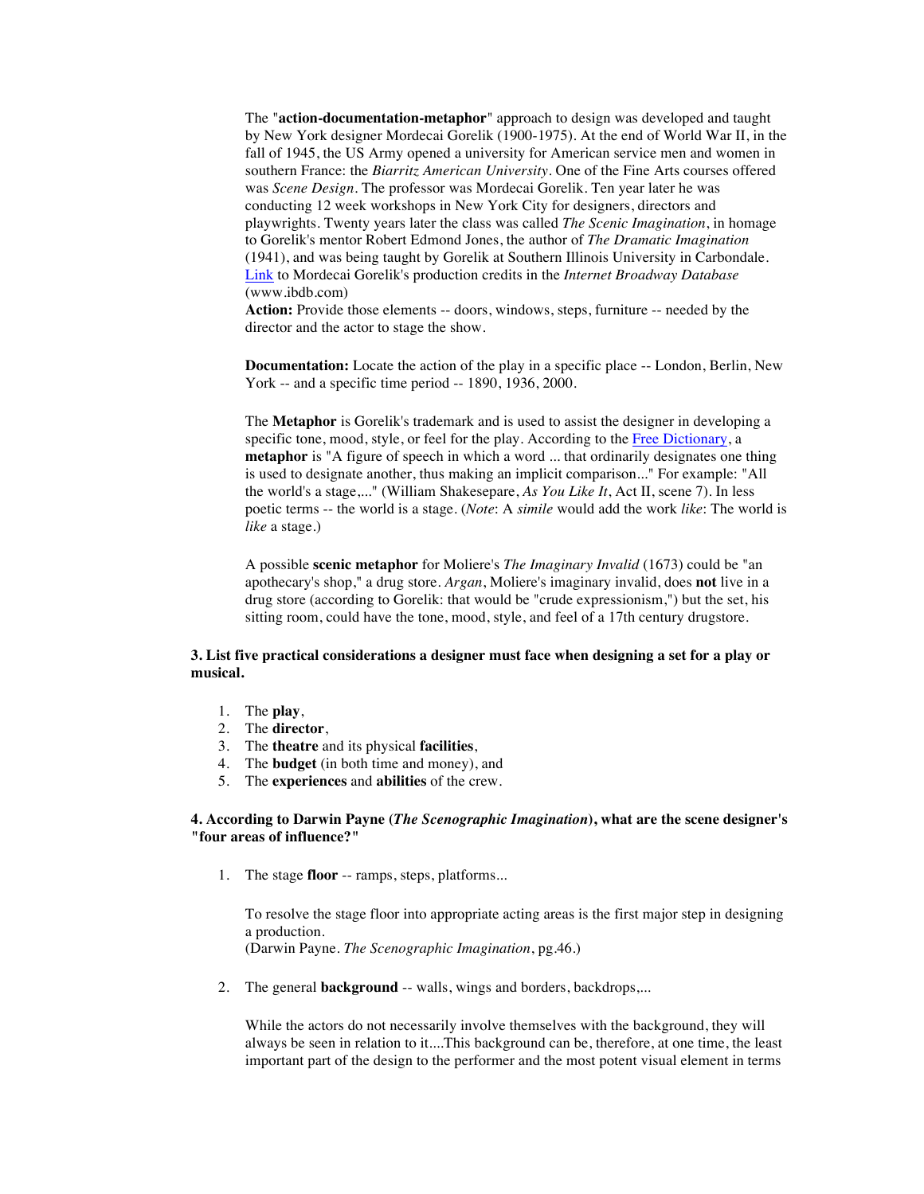The "**action-documentation-metaphor**" approach to design was developed and taught by New York designer Mordecai Gorelik (1900-1975). At the end of World War II, in the fall of 1945, the US Army opened a university for American service men and women in southern France: the *Biarritz American University*. One of the Fine Arts courses offered was *Scene Design*. The professor was Mordecai Gorelik. Ten year later he was conducting 12 week workshops in New York City for designers, directors and playwrights. Twenty years later the class was called *The Scenic Imagination*, in homage to Gorelik's mentor Robert Edmond Jones, the author of *The Dramatic Imagination* (1941), and was being taught by Gorelik at Southern Illinois University in Carbondale. Link to Mordecai Gorelik's production credits in the *Internet Broadway Database* (www.ibdb.com)

**Action:** Provide those elements -- doors, windows, steps, furniture -- needed by the director and the actor to stage the show.

**Documentation:** Locate the action of the play in a specific place -- London, Berlin, New York -- and a specific time period -- 1890, 1936, 2000.

The **Metaphor** is Gorelik's trademark and is used to assist the designer in developing a specific tone, mood, style, or feel for the play. According to the Free Dictionary, a **metaphor** is "A figure of speech in which a word ... that ordinarily designates one thing is used to designate another, thus making an implicit comparison..." For example: "All the world's a stage,..." (William Shakespeare, *As You Like It*, Act II, scene 7). In less poetic terms -- the world is a stage. (*Note*: A *simile* would add the work *like*: The world is *like* a stage.)

A possible **scenic metaphor** for Moliere's *The Imaginary Invalid* (1673) could be "an apothecary's shop," a drug store. *Argan*, Moliere's imaginary invalid, does **not** live in a drug store (according to Gorelik: that would be "crude expressionism,") but the set, his sitting room, could have the tone, mood, style, and feel of a 17th century drugstore.

**3. List five practical considerations a designer must face when designing a set for a play or musical.**

1. The **play**,
2. The **director**,
3. The **theatre** and its physical **facilities**,
4. The **budget** (in both time and money), and
5. The **experiences** and **abilities** of the crew.

**4. According to Darwin Payne (*The Scenographic Imagination*), what are the scene designer's "four areas of influence?"**

1. The stage **floor** -- ramps, steps, platforms...

   To resolve the stage floor into appropriate acting areas is the first major step in designing a production.
   (Darwin Payne. *The Scenographic Imagination*, pg.46.)

2. The general **background** -- walls, wings and borders, backdrops,...

   While the actors do not necessarily involve themselves with the background, they will always be seen in relation to it....This background can be, therefore, at one time, the least important part of the design to the performer and the most potent visual element in terms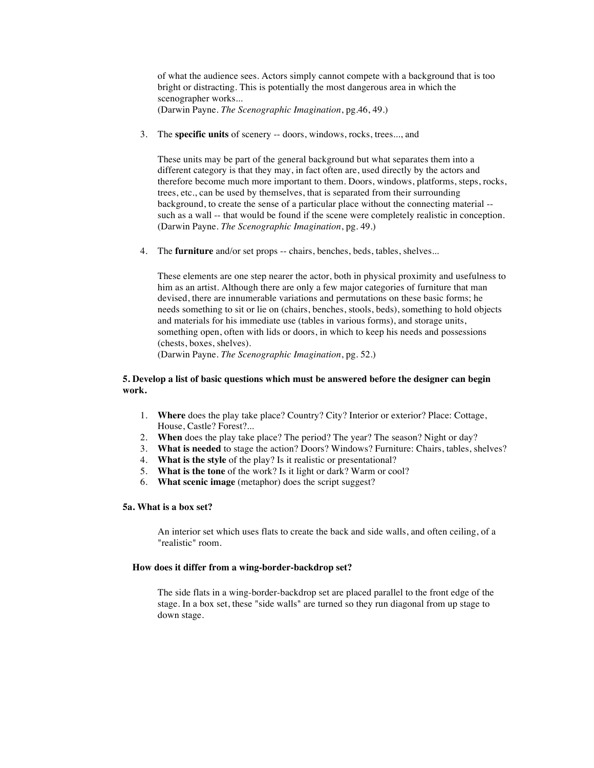of what the audience sees. Actors simply cannot compete with a background that is too bright or distracting. This is potentially the most dangerous area in which the scenographer works...
(Darwin Payne. *The Scenographic Imagination*, pg.46, 49.)

3. The **specific units** of scenery -- doors, windows, rocks, trees..., and

   These units may be part of the general background but what separates them into a different category is that they may, in fact often are, used directly by the actors and therefore become much more important to them. Doors, windows, platforms, steps, rocks, trees, etc., can be used by themselves, that is separated from their surrounding background, to create the sense of a particular place without the connecting material -- such as a wall -- that would be found if the scene were completely realistic in conception.
   (Darwin Payne. *The Scenographic Imagination*, pg. 49.)

4. The **furniture** and/or set props -- chairs, benches, beds, tables, shelves...

   These elements are one step nearer the actor, both in physical proximity and usefulness to him as an artist. Although there are only a few major categories of furniture that man devised, there are innumerable variations and permutations on these basic forms; he needs something to sit or lie on (chairs, benches, stools, beds), something to hold objects and materials for his immediate use (tables in various forms), and storage units, something open, often with lids or doors, in which to keep his needs and possessions (chests, boxes, shelves).
   (Darwin Payne. *The Scenographic Imagination*, pg. 52.)

**5. Develop a list of basic questions which must be answered before the designer can begin work.**

1. **Where** does the play take place? Country? City? Interior or exterior? Place: Cottage, House, Castle? Forest?...
2. **When** does the play take place? The period? The year? The season? Night or day?
3. **What is needed** to stage the action? Doors? Windows? Furniture: Chairs, tables, shelves?
4. **What is the style** of the play? Is it realistic or presentational?
5. **What is the tone** of the work? Is it light or dark? Warm or cool?
6. **What scenic image** (metaphor) does the script suggest?

**5a. What is a box set?**

An interior set which uses flats to create the back and side walls, and often ceiling, of a "realistic" room.

**How does it differ from a wing-border-backdrop set?**

The side flats in a wing-border-backdrop set are placed parallel to the front edge of the stage. In a box set, these "side walls" are turned so they run diagonal from up stage to down stage.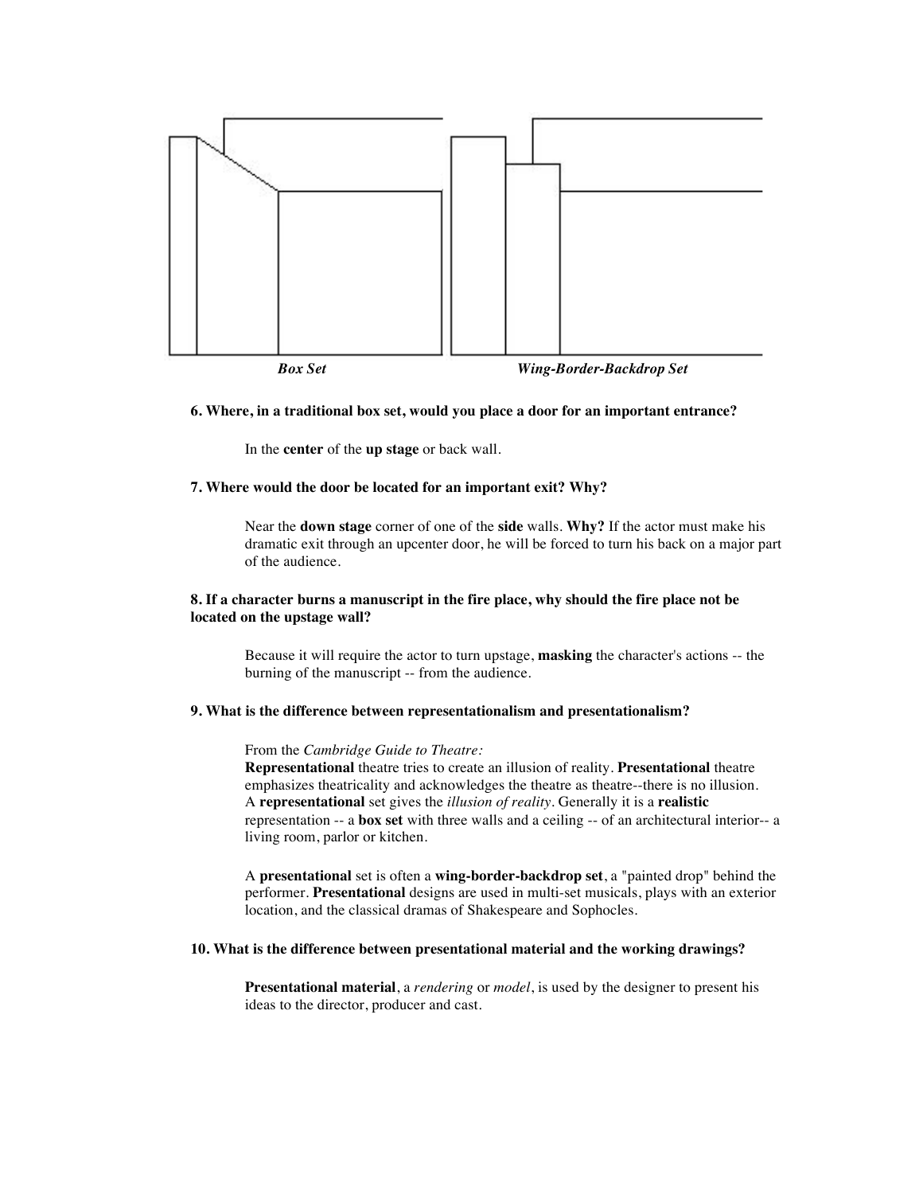*Box Set* *Wing-Border-Backdrop Set*

**6. Where, in a traditional box set, would you place a door for an important entrance?**

In the **center** of the **up stage** or back wall.

**7. Where would the door be located for an important exit? Why?**

Near the **down stage** corner of one of the **side** walls. **Why?** If the actor must make his dramatic exit through an upcenter door, he will be forced to turn his back on a major part of the audience.

**8. If a character burns a manuscript in the fire place, why should the fire place not be located on the upstage wall?**

Because it will require the actor to turn upstage, **masking** the character's actions -- the burning of the manuscript -- from the audience.

**9. What is the difference between representationalism and presentationalism?**

From the *Cambridge Guide to Theatre:*
**Representational** theatre tries to create an illusion of reality. **Presentational** theatre emphasizes theatricality and acknowledges the theatre as theatre--there is no illusion.
A **representational** set gives the *illusion of reality*. Generally it is a **realistic** representation -- a **box set** with three walls and a ceiling -- of an architectural interior-- a living room, parlor or kitchen.

A **presentational** set is often a **wing-border-backdrop set**, a "painted drop" behind the performer. **Presentational** designs are used in multi-set musicals, plays with an exterior location, and the classical dramas of Shakespeare and Sophocles.

**10. What is the difference between presentational material and the working drawings?**

**Presentational material**, a *rendering* or *model*, is used by the designer to present his ideas to the director, producer and cast.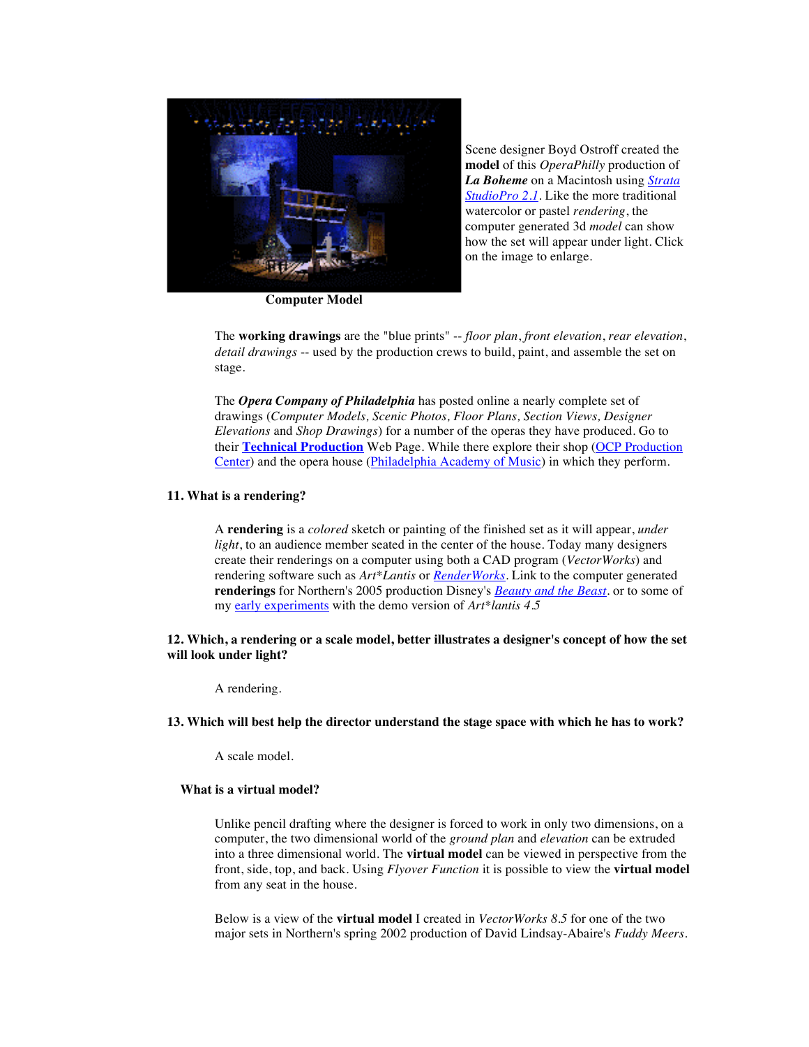Scene designer Boyd Ostroff created the **model** of this *OperaPhilly* production of ***La Boheme*** on a Macintosh using *Strata StudioPro 2.1*. Like the more traditional watercolor or pastel *rendering*, the computer generated 3d *model* can show how the set will appear under light. Click on the image to enlarge.

**Computer Model**

The **working drawings** are the "blue prints" -- *floor plan*, *front elevation*, *rear elevation*, *detail drawings* -- used by the production crews to build, paint, and assemble the set on stage.

The ***Opera Company of Philadelphia*** has posted online a nearly complete set of drawings (*Computer Models, Scenic Photos, Floor Plans, Section Views, Designer Elevations* and *Shop Drawings*) for a number of the operas they have produced. Go to their **Technical Production** Web Page. While there explore their shop (OCP Production Center) and the opera house (Philadelphia Academy of Music) in which they perform.

**11. What is a rendering?**

A **rendering** is a *colored* sketch or painting of the finished set as it will appear, *under light*, to an audience member seated in the center of the house. Today many designers create their renderings on a computer using both a CAD program (*VectorWorks*) and rendering software such as *Art*Lantis* or *RenderWorks*. Link to the computer generated **renderings** for Northern's 2005 production Disney's *Beauty and the Beast*. or to some of my early experiments with the demo version of *Art*lantis 4.5*

**12. Which, a rendering or a scale model, better illustrates a designer's concept of how the set will look under light?**

A rendering.

**13. Which will best help the director understand the stage space with which he has to work?**

A scale model.

**What is a virtual model?**

Unlike pencil drafting where the designer is forced to work in only two dimensions, on a computer, the two dimensional world of the *ground plan* and *elevation* can be extruded into a three dimensional world. The **virtual model** can be viewed in perspective from the front, side, top, and back. Using *Flyover Function* it is possible to view the **virtual model** from any seat in the house.

Below is a view of the **virtual model** I created in *VectorWorks 8.5* for one of the two major sets in Northern's spring 2002 production of David Lindsay-Abaire's *Fuddy Meers*.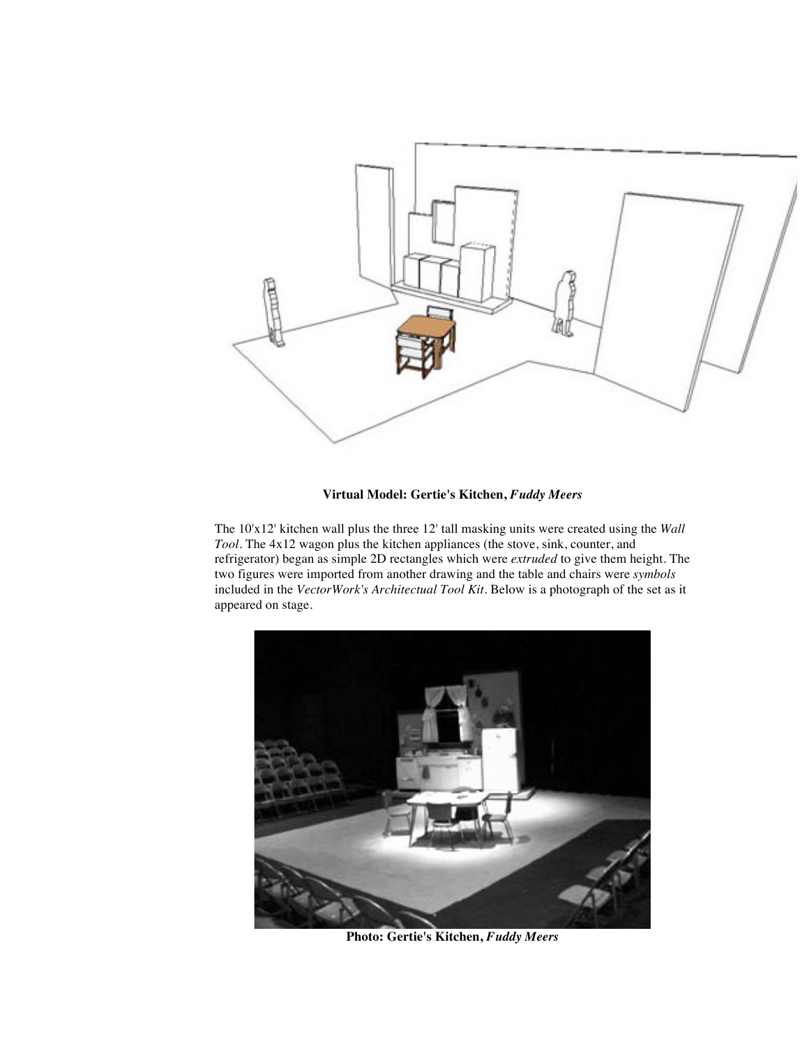**Virtual Model: Gertie's Kitchen, *Fuddy Meers***

The 10'x12' kitchen wall plus the three 12' tall masking units were created using the *Wall Tool*. The 4x12 wagon plus the kitchen appliances (the stove, sink, counter, and refrigerator) began as simple 2D rectangles which were *extruded* to give them height. The two figures were imported from another drawing and the table and chairs were *symbols* included in the *VectorWork's Architectual Tool Kit*. Below is a photograph of the set as it appeared on stage.

**Photo: Gertie's Kitchen, *Fuddy Meers***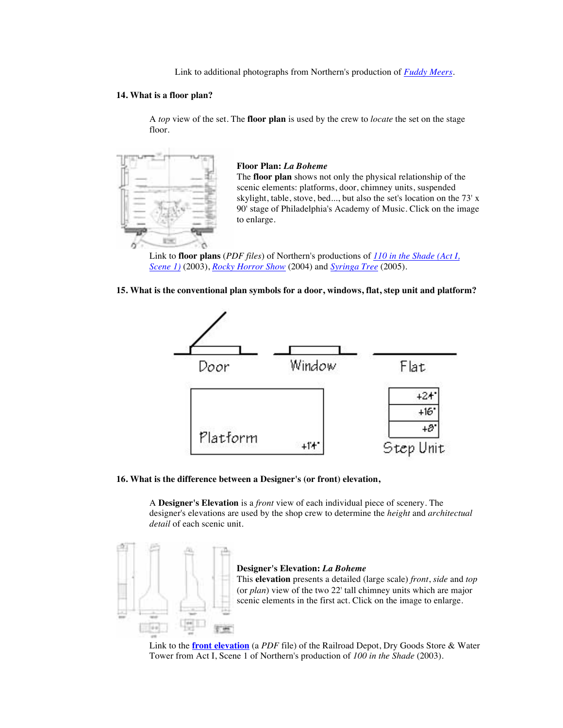Link to additional photographs from Northern's production of *Fuddy Meers*.

**14. What is a floor plan?**

A *top* view of the set. The **floor plan** is used by the crew to *locate* the set on the stage floor.

**Floor Plan: *La Boheme***
The **floor plan** shows not only the physical relationship of the scenic elements: platforms, door, chimney units, suspended skylight, table, stove, bed..., but also the set's location on the 73' x 90' stage of Philadelphia's Academy of Music. Click on the image to enlarge.

Link to **floor plans** (*PDF files*) of Northern's productions of *110 in the Shade (Act I, Scene 1)* (2003), *Rocky Horror Show* (2004) and *Syringa Tree* (2005).

**15. What is the conventional plan symbols for a door, windows, flat, step unit and platform?**

Door Window Flat

Platform +14"

+24" +16" +8" Step Unit

**16. What is the difference between a Designer's (or front) elevation,**

A **Designer's Elevation** is a *front* view of each individual piece of scenery. The designer's elevations are used by the shop crew to determine the *height* and *architectural detail* of each scenic unit.

**Designer's Elevation: *La Boheme***
This **elevation** presents a detailed (large scale) *front*, *side* and *top* (or *plan*) view of the two 22' tall chimney units which are major scenic elements in the first act. Click on the image to enlarge.

Link to the **front elevation** (a *PDF* file) of the Railroad Depot, Dry Goods Store & Water Tower from Act I, Scene 1 of Northern's production of *100 in the Shade* (2003).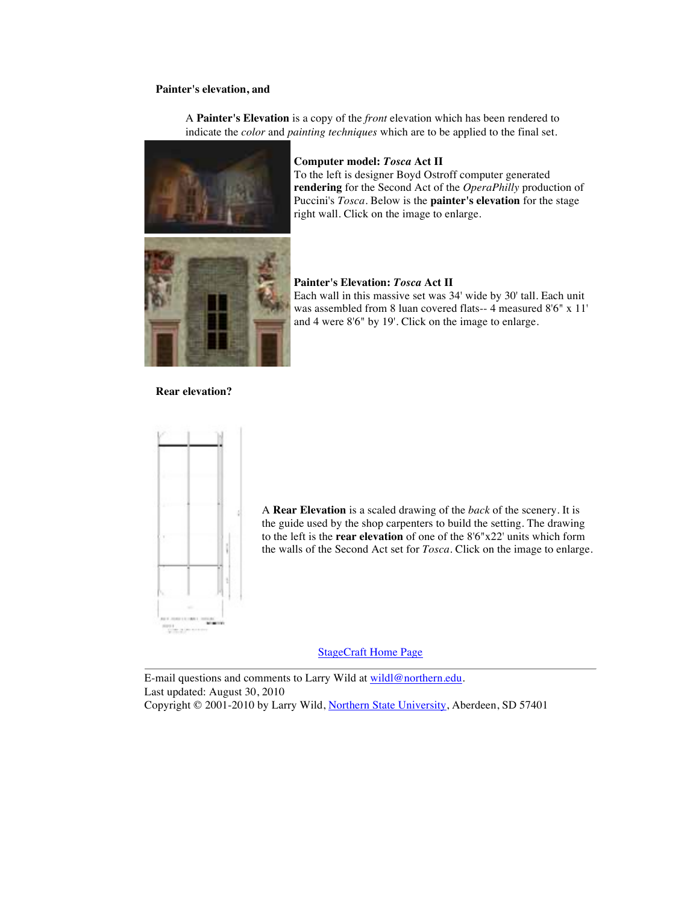**Painter's elevation, and**

A **Painter's Elevation** is a copy of the *front* elevation which has been rendered to indicate the *color* and *painting techniques* which are to be applied to the final set.

**Computer model: *Tosca* Act II**
To the left is designer Boyd Ostroff computer generated **rendering** for the Second Act of the *OperaPhilly* production of Puccini's *Tosca*. Below is the **painter's elevation** for the stage right wall. Click on the image to enlarge.

**Painter's Elevation: *Tosca* Act II**
Each wall in this massive set was 34' wide by 30' tall. Each unit was assembled from 8 luan covered flats-- 4 measured 8'6" x 11' and 4 were 8'6" by 19'. Click on the image to enlarge.

**Rear elevation?**

A **Rear Elevation** is a scaled drawing of the *back* of the scenery. It is the guide used by the shop carpenters to build the setting. The drawing to the left is the **rear elevation** of one of the 8'6"x22' units which form the walls of the Second Act set for *Tosca*. Click on the image to enlarge.

[StageCraft Home Page]

E-mail questions and comments to Larry Wild at wildl@northern.edu.
Last updated: August 30, 2010
Copyright © 2001-2010 by Larry Wild, Northern State University, Aberdeen, SD 57401